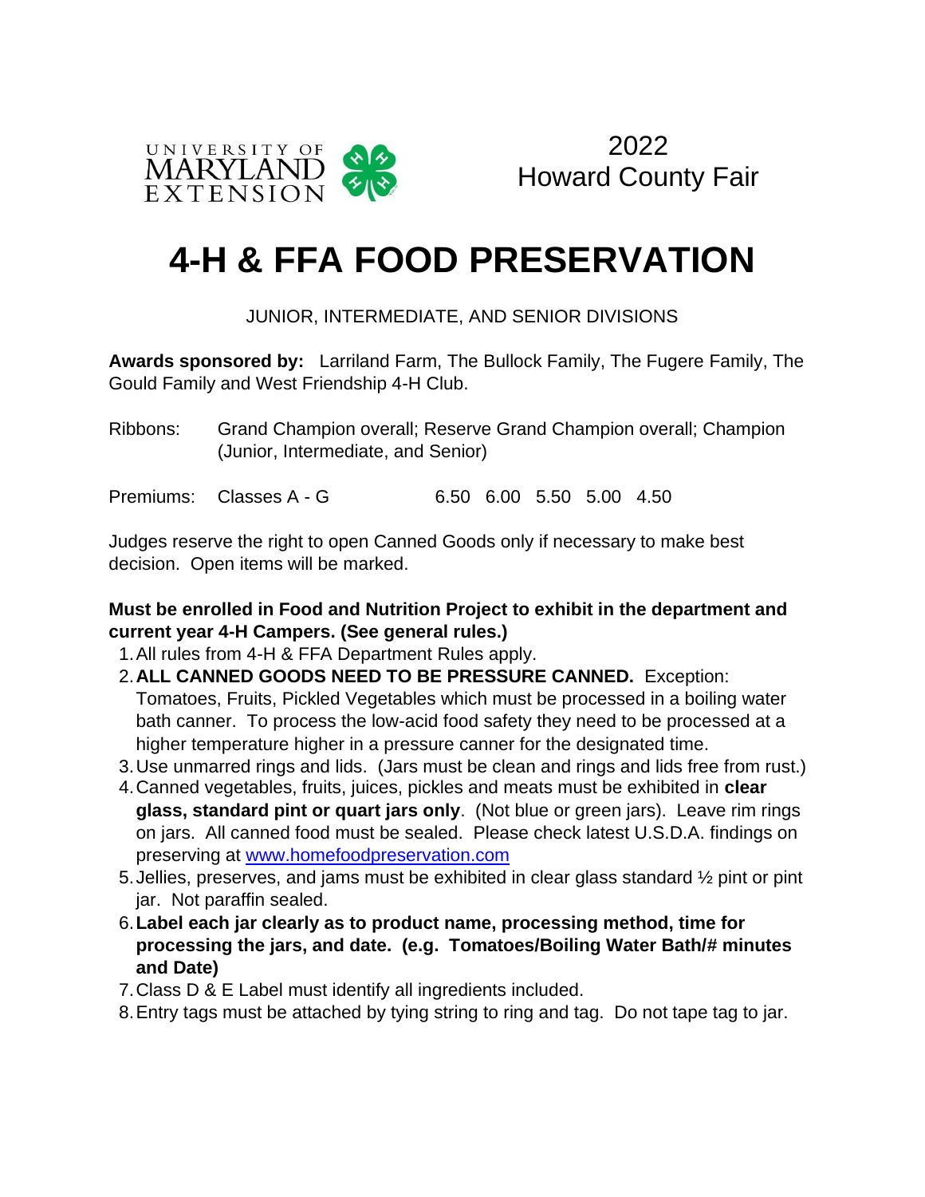UNIVERSITY OF MARYLAND EXTENSION

2022
Howard County Fair

# 4-H & FFA FOOD PRESERVATION

JUNIOR, INTERMEDIATE, AND SENIOR DIVISIONS

**Awards sponsored by:** Larriland Farm, The Bullock Family, The Fugere Family, The Gould Family and West Friendship 4-H Club.

Ribbons: Grand Champion overall; Reserve Grand Champion overall; Champion (Junior, Intermediate, and Senior)

Premiums: Classes A - G 6.50 6.00 5.50 5.00 4.50

Judges reserve the right to open Canned Goods only if necessary to make best decision. Open items will be marked.

**Must be enrolled in Food and Nutrition Project to exhibit in the department and current year 4-H Campers. (See general rules.)**

1. All rules from 4-H & FFA Department Rules apply.
2. **ALL CANNED GOODS NEED TO BE PRESSURE CANNED.** Exception: Tomatoes, Fruits, Pickled Vegetables which must be processed in a boiling water bath canner. To process the low-acid food safety they need to be processed at a higher temperature higher in a pressure canner for the designated time.
3. Use unmarred rings and lids. (Jars must be clean and rings and lids free from rust.)
4. Canned vegetables, fruits, juices, pickles and meats must be exhibited in **clear glass, standard pint or quart jars only**. (Not blue or green jars). Leave rim rings on jars. All canned food must be sealed. Please check latest U.S.D.A. findings on preserving at www.homefoodpreservation.com
5. Jellies, preserves, and jams must be exhibited in clear glass standard ½ pint or pint jar. Not paraffin sealed.
6. **Label each jar clearly as to product name, processing method, time for processing the jars, and date. (e.g. Tomatoes/Boiling Water Bath/# minutes and Date)**
7. Class D & E Label must identify all ingredients included.
8. Entry tags must be attached by tying string to ring and tag. Do not tape tag to jar.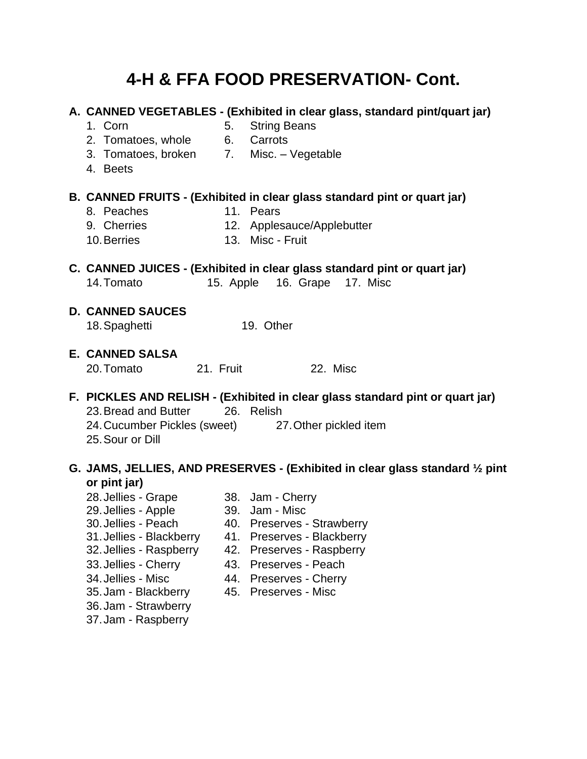# 4-H & FFA FOOD PRESERVATION- Cont.

**A. CANNED VEGETABLES - (Exhibited in clear glass, standard pint/quart jar)**

1. Corn
2. Tomatoes, whole
3. Tomatoes, broken
4. Beets
5. String Beans
6. Carrots
7. Misc. – Vegetable

**B. CANNED FRUITS - (Exhibited in clear glass standard pint or quart jar)**

8. Peaches
9. Cherries
10. Berries
11. Pears
12. Applesauce/Applebutter
13. Misc - Fruit

**C. CANNED JUICES - (Exhibited in clear glass standard pint or quart jar)**

14. Tomato
15. Apple
16. Grape
17. Misc

**D. CANNED SAUCES**

18. Spaghetti
19. Other

**E. CANNED SALSA**

20. Tomato
21. Fruit
22. Misc

**F. PICKLES AND RELISH - (Exhibited in clear glass standard pint or quart jar)**

23. Bread and Butter
24. Cucumber Pickles (sweet)
25. Sour or Dill
26. Relish
27. Other pickled item

**G. JAMS, JELLIES, AND PRESERVES - (Exhibited in clear glass standard ½ pint or pint jar)**

28. Jellies - Grape
29. Jellies - Apple
30. Jellies - Peach
31. Jellies - Blackberry
32. Jellies - Raspberry
33. Jellies - Cherry
34. Jellies - Misc
35. Jam - Blackberry
36. Jam - Strawberry
37. Jam - Raspberry
38. Jam - Cherry
39. Jam - Misc
40. Preserves - Strawberry
41. Preserves - Blackberry
42. Preserves - Raspberry
43. Preserves - Peach
44. Preserves - Cherry
45. Preserves - Misc